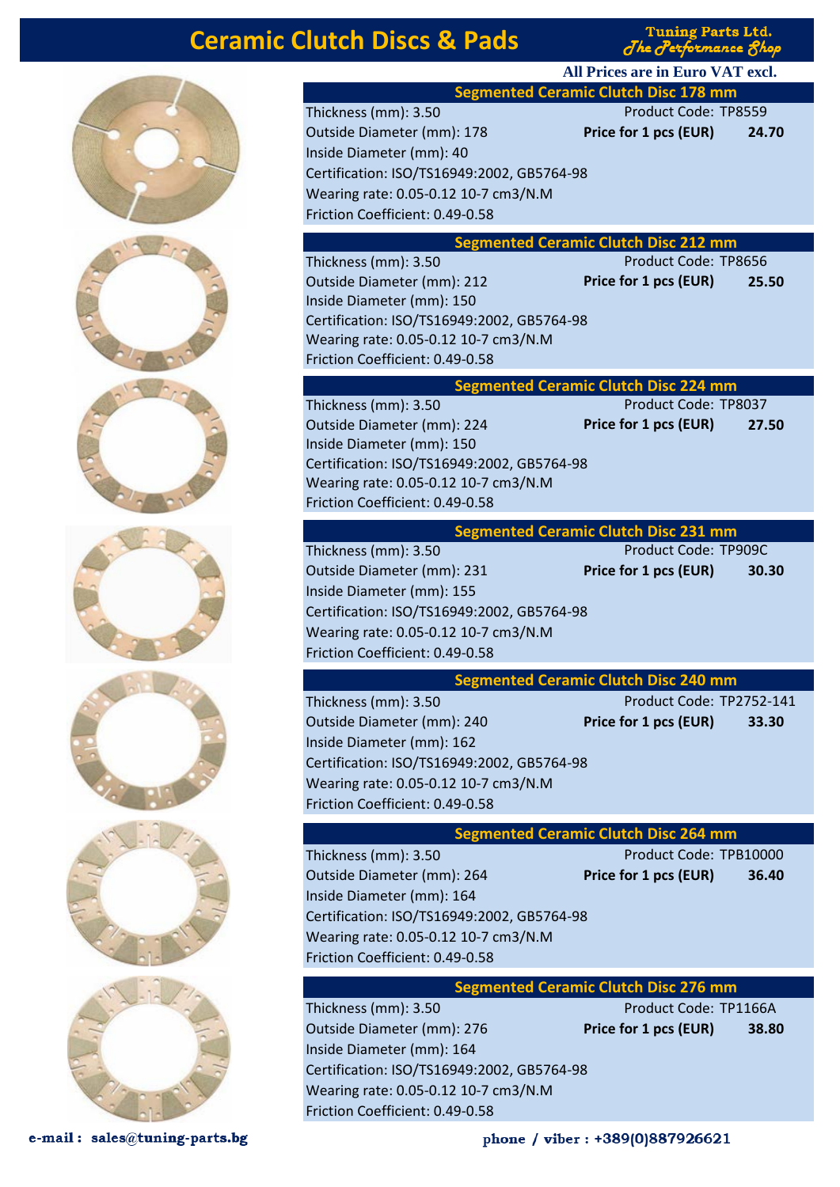# Ceramic Clutch Discs & Pads

**Tuning Parts Ltd.**
*The Performance Shop*

**All Prices are in Euro VAT excl.**

## Segmented Ceramic Clutch Disc 178 mm

Thickness (mm): 3.50
Outside Diameter (mm): 178
Inside Diameter (mm): 40
Certification: ISO/TS16949:2002, GB5764-98
Wearing rate: 0.05-0.12 10-7 cm3/N.M
Friction Coefficient: 0.49-0.58

Product Code: TP8559
**Price for 1 pcs (EUR)** **24.70**

## Segmented Ceramic Clutch Disc 212 mm

Thickness (mm): 3.50
Outside Diameter (mm): 212
Inside Diameter (mm): 150
Certification: ISO/TS16949:2002, GB5764-98
Wearing rate: 0.05-0.12 10-7 cm3/N.M
Friction Coefficient: 0.49-0.58

Product Code: TP8656
**Price for 1 pcs (EUR)** **25.50**

## Segmented Ceramic Clutch Disc 224 mm

Thickness (mm): 3.50
Outside Diameter (mm): 224
Inside Diameter (mm): 150
Certification: ISO/TS16949:2002, GB5764-98
Wearing rate: 0.05-0.12 10-7 cm3/N.M
Friction Coefficient: 0.49-0.58

Product Code: TP8037
**Price for 1 pcs (EUR)** **27.50**

## Segmented Ceramic Clutch Disc 231 mm

Thickness (mm): 3.50
Outside Diameter (mm): 231
Inside Diameter (mm): 155
Certification: ISO/TS16949:2002, GB5764-98
Wearing rate: 0.05-0.12 10-7 cm3/N.M
Friction Coefficient: 0.49-0.58

Product Code: TP909C
**Price for 1 pcs (EUR)** **30.30**

## Segmented Ceramic Clutch Disc 240 mm

Thickness (mm): 3.50
Outside Diameter (mm): 240
Inside Diameter (mm): 162
Certification: ISO/TS16949:2002, GB5764-98
Wearing rate: 0.05-0.12 10-7 cm3/N.M
Friction Coefficient: 0.49-0.58

Product Code: TP2752-141
**Price for 1 pcs (EUR)** **33.30**

## Segmented Ceramic Clutch Disc 264 mm

Thickness (mm): 3.50
Outside Diameter (mm): 264
Inside Diameter (mm): 164
Certification: ISO/TS16949:2002, GB5764-98
Wearing rate: 0.05-0.12 10-7 cm3/N.M
Friction Coefficient: 0.49-0.58

Product Code: TPB10000
**Price for 1 pcs (EUR)** **36.40**

## Segmented Ceramic Clutch Disc 276 mm

Thickness (mm): 3.50
Outside Diameter (mm): 276
Inside Diameter (mm): 164
Certification: ISO/TS16949:2002, GB5764-98
Wearing rate: 0.05-0.12 10-7 cm3/N.M
Friction Coefficient: 0.49-0.58

Product Code: TP1166A
**Price for 1 pcs (EUR)** **38.80**

**e-mail : sales@tuning-parts.bg**

**phone / viber : +389(0)887926621**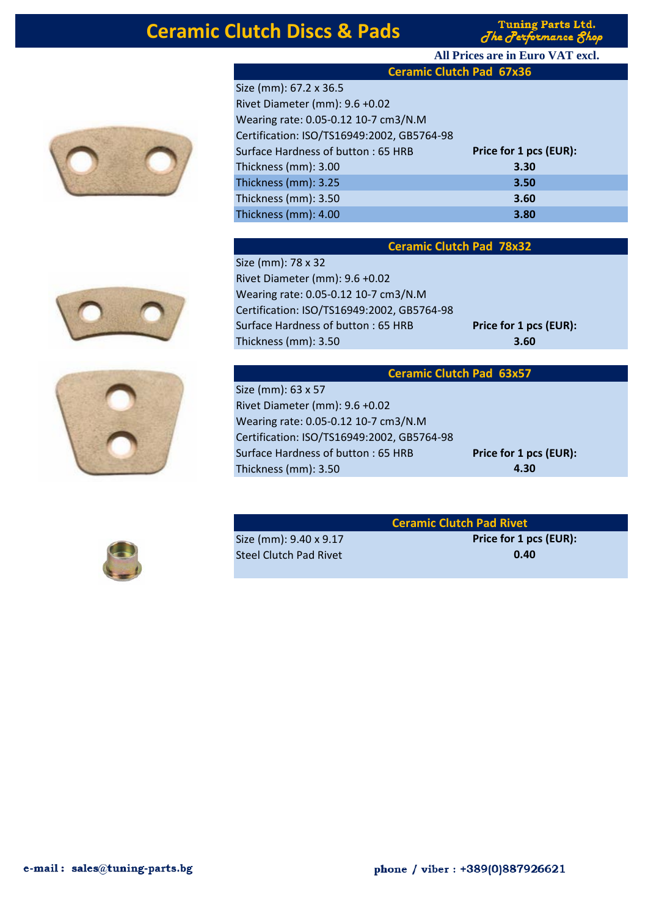# Ceramic Clutch Discs & Pads

Tuning Parts Ltd.
*The Performance Shop*

**All Prices are in Euro VAT excl.**

## Ceramic Clutch Pad 67x36

| | |
|---|---|
| Size (mm): 67.2 x 36.5 | |
| Rivet Diameter (mm): 9.6 +0.02 | |
| Wearing rate: 0.05-0.12 10-7 cm3/N.M | |
| Certification: ISO/TS16949:2002, GB5764-98 | |
| Surface Hardness of button : 65 HRB | **Price for 1 pcs (EUR):** |
| Thickness (mm): 3.00 | **3.30** |
| Thickness (mm): 3.25 | **3.50** |
| Thickness (mm): 3.50 | **3.60** |
| Thickness (mm): 4.00 | **3.80** |

## Ceramic Clutch Pad 78x32

| | |
|---|---|
| Size (mm): 78 x 32 | |
| Rivet Diameter (mm): 9.6 +0.02 | |
| Wearing rate: 0.05-0.12 10-7 cm3/N.M | |
| Certification: ISO/TS16949:2002, GB5764-98 | |
| Surface Hardness of button : 65 HRB | **Price for 1 pcs (EUR):** |
| Thickness (mm): 3.50 | **3.60** |

## Ceramic Clutch Pad 63x57

| | |
|---|---|
| Size (mm): 63 x 57 | |
| Rivet Diameter (mm): 9.6 +0.02 | |
| Wearing rate: 0.05-0.12 10-7 cm3/N.M | |
| Certification: ISO/TS16949:2002, GB5764-98 | |
| Surface Hardness of button : 65 HRB | **Price for 1 pcs (EUR):** |
| Thickness (mm): 3.50 | **4.30** |

## Ceramic Clutch Pad Rivet

| | |
|---|---|
| Size (mm): 9.40 x 9.17 | **Price for 1 pcs (EUR):** |
| Steel Clutch Pad Rivet | **0.40** |

**e-mail : sales@tuning-parts.bg**

**phone / viber : +389(0)887926621**